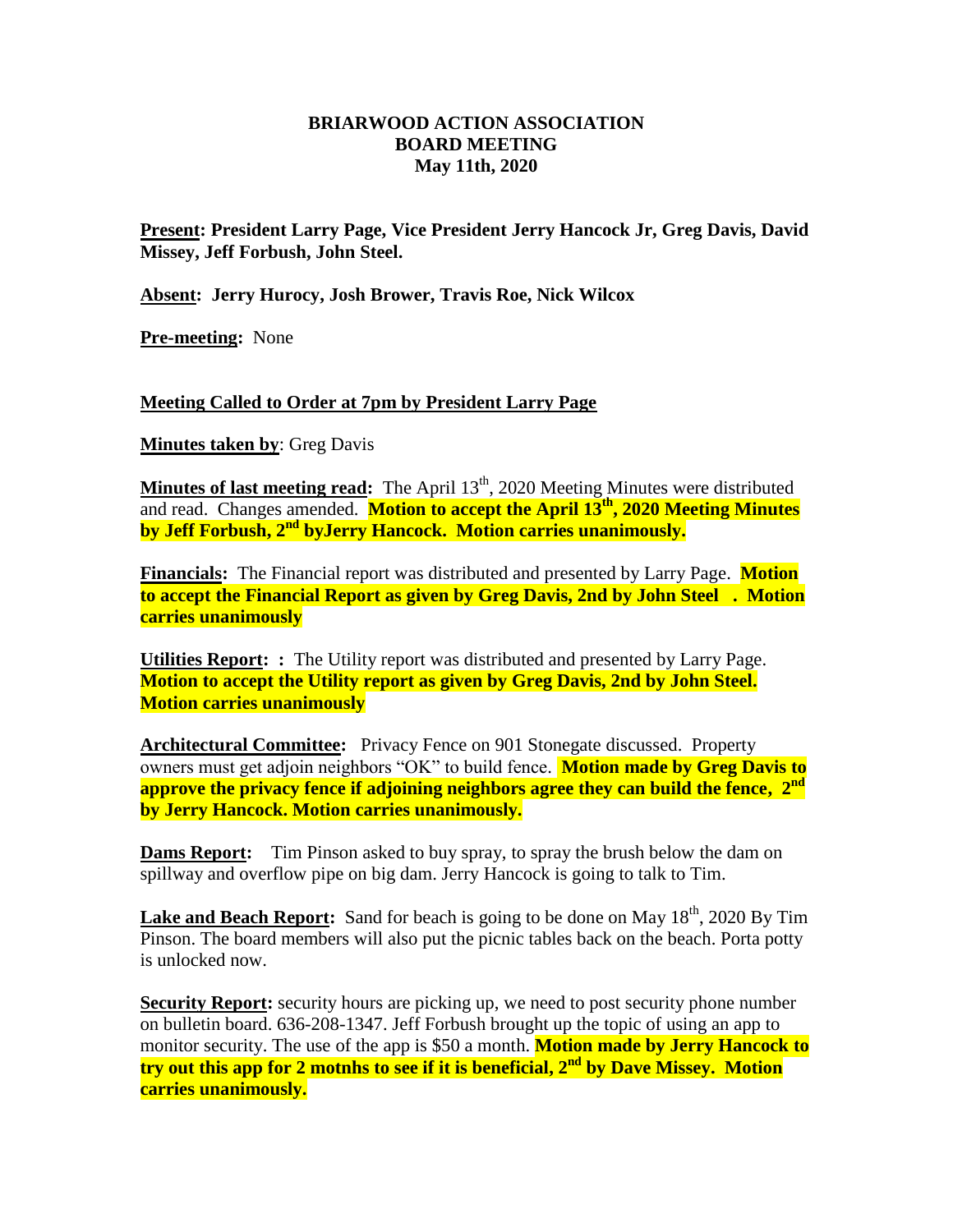# BRIARWOOD ACTION ASSOCIATION
## BOARD MEETING
### May 11th, 2020

**Present: President Larry Page, Vice President Jerry Hancock Jr, Greg Davis, David Missey, Jeff Forbush, John Steel.**

**Absent: Jerry Hurocy, Josh Brower, Travis Roe, Nick Wilcox**

**Pre-meeting:** None

**Meeting Called to Order at 7pm by President Larry Page**

**Minutes taken by**: Greg Davis

**Minutes of last meeting read:** The April 13th, 2020 Meeting Minutes were distributed and read. Changes amended. **Motion to accept the April 13th, 2020 Meeting Minutes by Jeff Forbush, 2nd byJerry Hancock. Motion carries unanimously.**

**Financials:** The Financial report was distributed and presented by Larry Page. **Motion to accept the Financial Report as given by Greg Davis, 2nd by John Steel . Motion carries unanimously**

**Utilities Report: :** The Utility report was distributed and presented by Larry Page. **Motion to accept the Utility report as given by Greg Davis, 2nd by John Steel. Motion carries unanimously**

**Architectural Committee:** Privacy Fence on 901 Stonegate discussed. Property owners must get adjoin neighbors "OK" to build fence. **Motion made by Greg Davis to approve the privacy fence if adjoining neighbors agree they can build the fence, 2nd by Jerry Hancock. Motion carries unanimously.**

**Dams Report:** Tim Pinson asked to buy spray, to spray the brush below the dam on spillway and overflow pipe on big dam. Jerry Hancock is going to talk to Tim.

**Lake and Beach Report:** Sand for beach is going to be done on May 18th, 2020 By Tim Pinson. The board members will also put the picnic tables back on the beach. Porta potty is unlocked now.

**Security Report:** security hours are picking up, we need to post security phone number on bulletin board. 636-208-1347. Jeff Forbush brought up the topic of using an app to monitor security. The use of the app is $50 a month. **Motion made by Jerry Hancock to try out this app for 2 motnhs to see if it is beneficial, 2nd by Dave Missey. Motion carries unanimously.**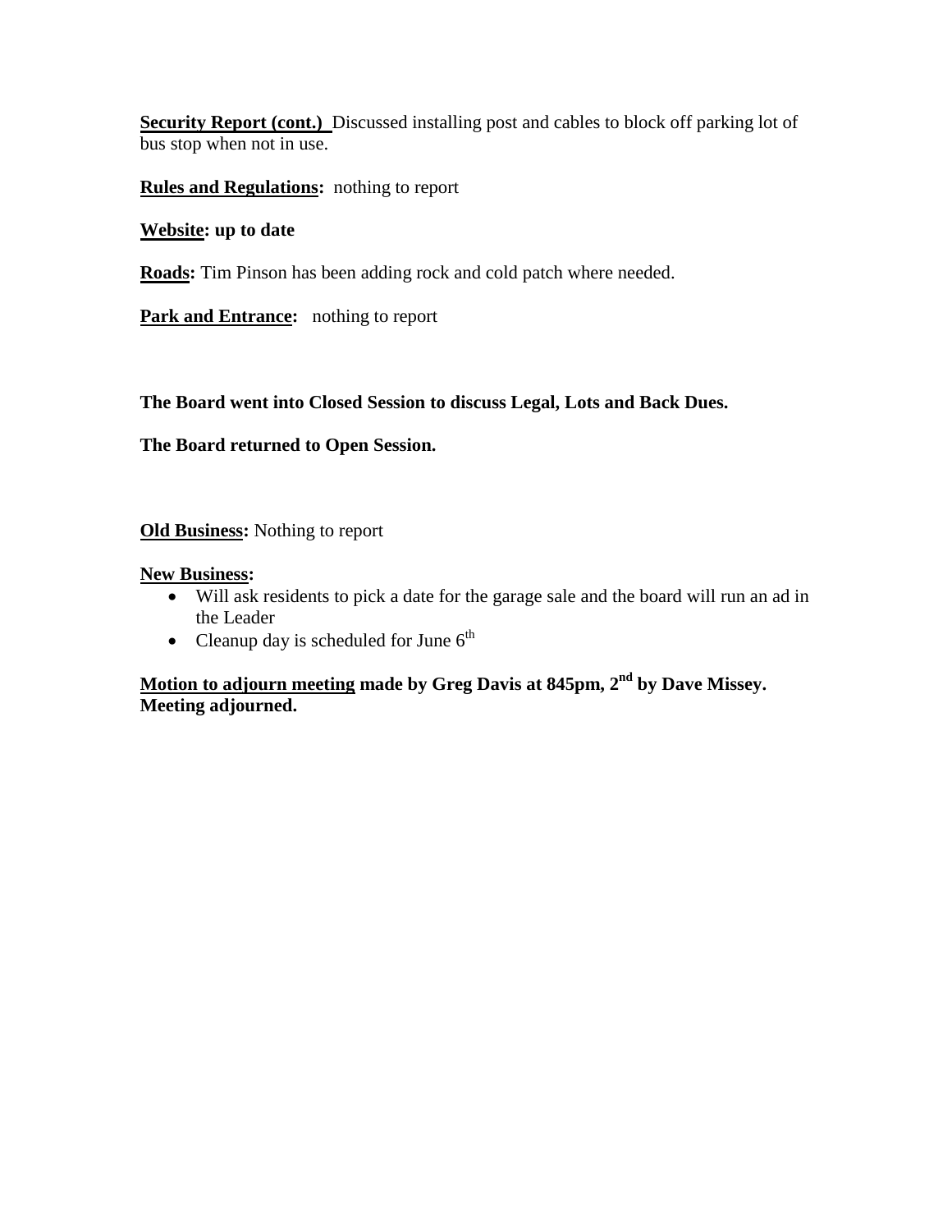**Security Report (cont.)** Discussed installing post and cables to block off parking lot of bus stop when not in use.

**Rules and Regulations:** nothing to report

**Website: up to date**

**Roads:** Tim Pinson has been adding rock and cold patch where needed.

**Park and Entrance:** nothing to report

**The Board went into Closed Session to discuss Legal, Lots and Back Dues.**

**The Board returned to Open Session.**

**Old Business:** Nothing to report

**New Business:**

- Will ask residents to pick a date for the garage sale and the board will run an ad in the Leader
- Cleanup day is scheduled for June 6th

**Motion to adjourn meeting made by Greg Davis at 845pm, 2nd by Dave Missey. Meeting adjourned.**